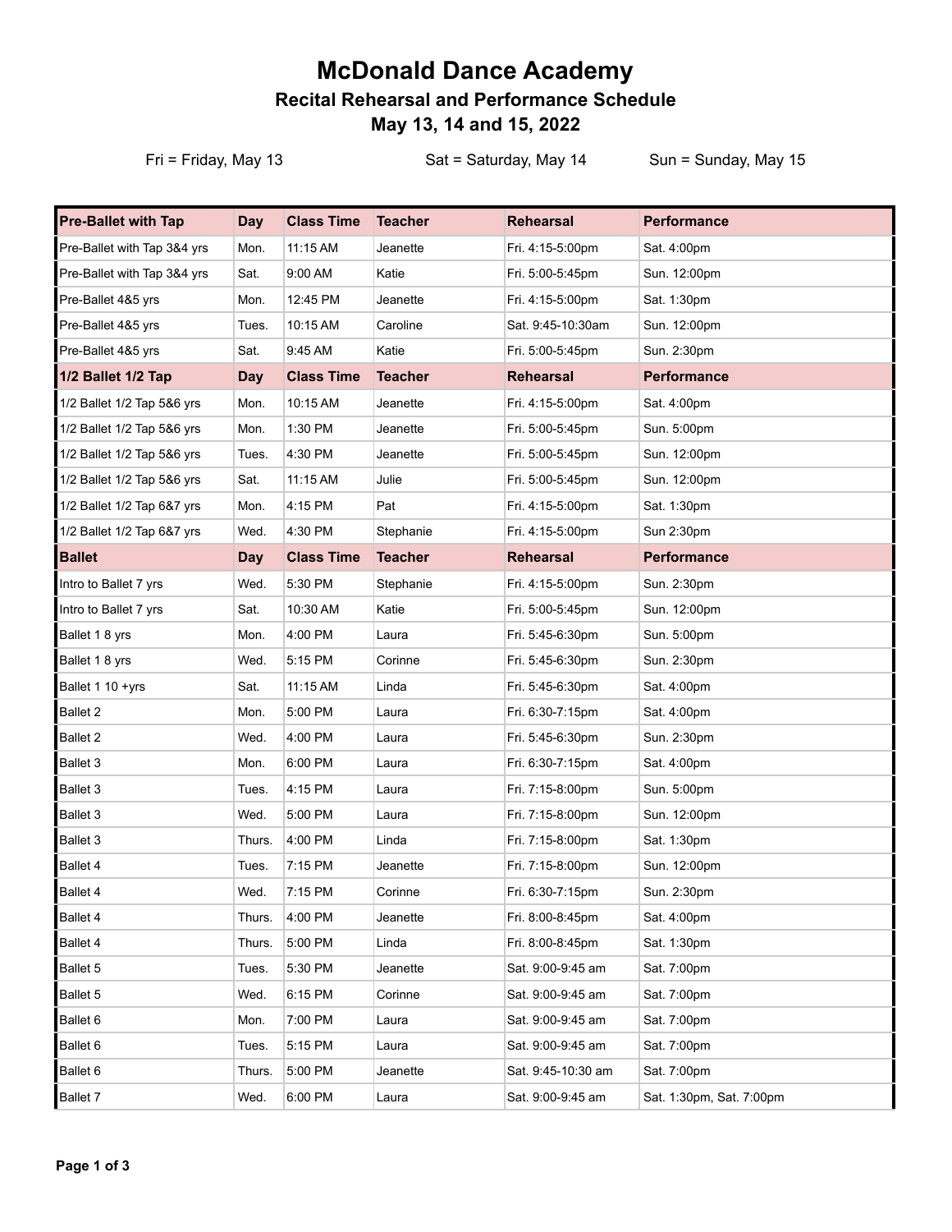# McDonald Dance Academy

## Recital Rehearsal and Performance Schedule

## May 13, 14 and 15, 2022

Fri = Friday, May 13 Sat = Saturday, May 14 Sun = Sunday, May 15

| Pre-Ballet with Tap | Day | Class Time | Teacher | Rehearsal | Performance |
|---|---|---|---|---|---|
| Pre-Ballet with Tap 3&4 yrs | Mon. | 11:15 AM | Jeanette | Fri. 4:15-5:00pm | Sat. 4:00pm |
| Pre-Ballet with Tap 3&4 yrs | Sat. | 9:00 AM | Katie | Fri. 5:00-5:45pm | Sun. 12:00pm |
| Pre-Ballet 4&5 yrs | Mon. | 12:45 PM | Jeanette | Fri. 4:15-5:00pm | Sat. 1:30pm |
| Pre-Ballet 4&5 yrs | Tues. | 10:15 AM | Caroline | Sat. 9:45-10:30am | Sun. 12:00pm |
| Pre-Ballet 4&5 yrs | Sat. | 9:45 AM | Katie | Fri. 5:00-5:45pm | Sun. 2:30pm |
| **1/2 Ballet 1/2 Tap** | **Day** | **Class Time** | **Teacher** | **Rehearsal** | **Performance** |
| 1/2 Ballet 1/2 Tap 5&6 yrs | Mon. | 10:15 AM | Jeanette | Fri. 4:15-5:00pm | Sat. 4:00pm |
| 1/2 Ballet 1/2 Tap 5&6 yrs | Mon. | 1:30 PM | Jeanette | Fri. 5:00-5:45pm | Sun. 5:00pm |
| 1/2 Ballet 1/2 Tap 5&6 yrs | Tues. | 4:30 PM | Jeanette | Fri. 5:00-5:45pm | Sun. 12:00pm |
| 1/2 Ballet 1/2 Tap 5&6 yrs | Sat. | 11:15 AM | Julie | Fri. 5:00-5:45pm | Sun. 12:00pm |
| 1/2 Ballet 1/2 Tap 6&7 yrs | Mon. | 4:15 PM | Pat | Fri. 4:15-5:00pm | Sat. 1:30pm |
| 1/2 Ballet 1/2 Tap 6&7 yrs | Wed. | 4:30 PM | Stephanie | Fri. 4:15-5:00pm | Sun 2:30pm |
| **Ballet** | **Day** | **Class Time** | **Teacher** | **Rehearsal** | **Performance** |
| Intro to Ballet 7 yrs | Wed. | 5:30 PM | Stephanie | Fri. 4:15-5:00pm | Sun. 2:30pm |
| Intro to Ballet 7 yrs | Sat. | 10:30 AM | Katie | Fri. 5:00-5:45pm | Sun. 12:00pm |
| Ballet 1 8 yrs | Mon. | 4:00 PM | Laura | Fri. 5:45-6:30pm | Sun. 5:00pm |
| Ballet 1 8 yrs | Wed. | 5:15 PM | Corinne | Fri. 5:45-6:30pm | Sun. 2:30pm |
| Ballet 1 10 +yrs | Sat. | 11:15 AM | Linda | Fri. 5:45-6:30pm | Sat. 4:00pm |
| Ballet 2 | Mon. | 5:00 PM | Laura | Fri. 6:30-7:15pm | Sat. 4:00pm |
| Ballet 2 | Wed. | 4:00 PM | Laura | Fri. 5:45-6:30pm | Sun. 2:30pm |
| Ballet 3 | Mon. | 6:00 PM | Laura | Fri. 6:30-7:15pm | Sat. 4:00pm |
| Ballet 3 | Tues. | 4:15 PM | Laura | Fri. 7:15-8:00pm | Sun. 5:00pm |
| Ballet 3 | Wed. | 5:00 PM | Laura | Fri. 7:15-8:00pm | Sun. 12:00pm |
| Ballet 3 | Thurs. | 4:00 PM | Linda | Fri. 7:15-8:00pm | Sat. 1:30pm |
| Ballet 4 | Tues. | 7:15 PM | Jeanette | Fri. 7:15-8:00pm | Sun. 12:00pm |
| Ballet 4 | Wed. | 7:15 PM | Corinne | Fri. 6:30-7:15pm | Sun. 2:30pm |
| Ballet 4 | Thurs. | 4:00 PM | Jeanette | Fri. 8:00-8:45pm | Sat. 4:00pm |
| Ballet 4 | Thurs. | 5:00 PM | Linda | Fri. 8:00-8:45pm | Sat. 1:30pm |
| Ballet 5 | Tues. | 5:30 PM | Jeanette | Sat. 9:00-9:45 am | Sat. 7:00pm |
| Ballet 5 | Wed. | 6:15 PM | Corinne | Sat. 9:00-9:45 am | Sat. 7:00pm |
| Ballet 6 | Mon. | 7:00 PM | Laura | Sat. 9:00-9:45 am | Sat. 7:00pm |
| Ballet 6 | Tues. | 5:15 PM | Laura | Sat. 9:00-9:45 am | Sat. 7:00pm |
| Ballet 6 | Thurs. | 5:00 PM | Jeanette | Sat. 9:45-10:30 am | Sat. 7:00pm |
| Ballet 7 | Wed. | 6:00 PM | Laura | Sat. 9:00-9:45 am | Sat. 1:30pm, Sat. 7:00pm |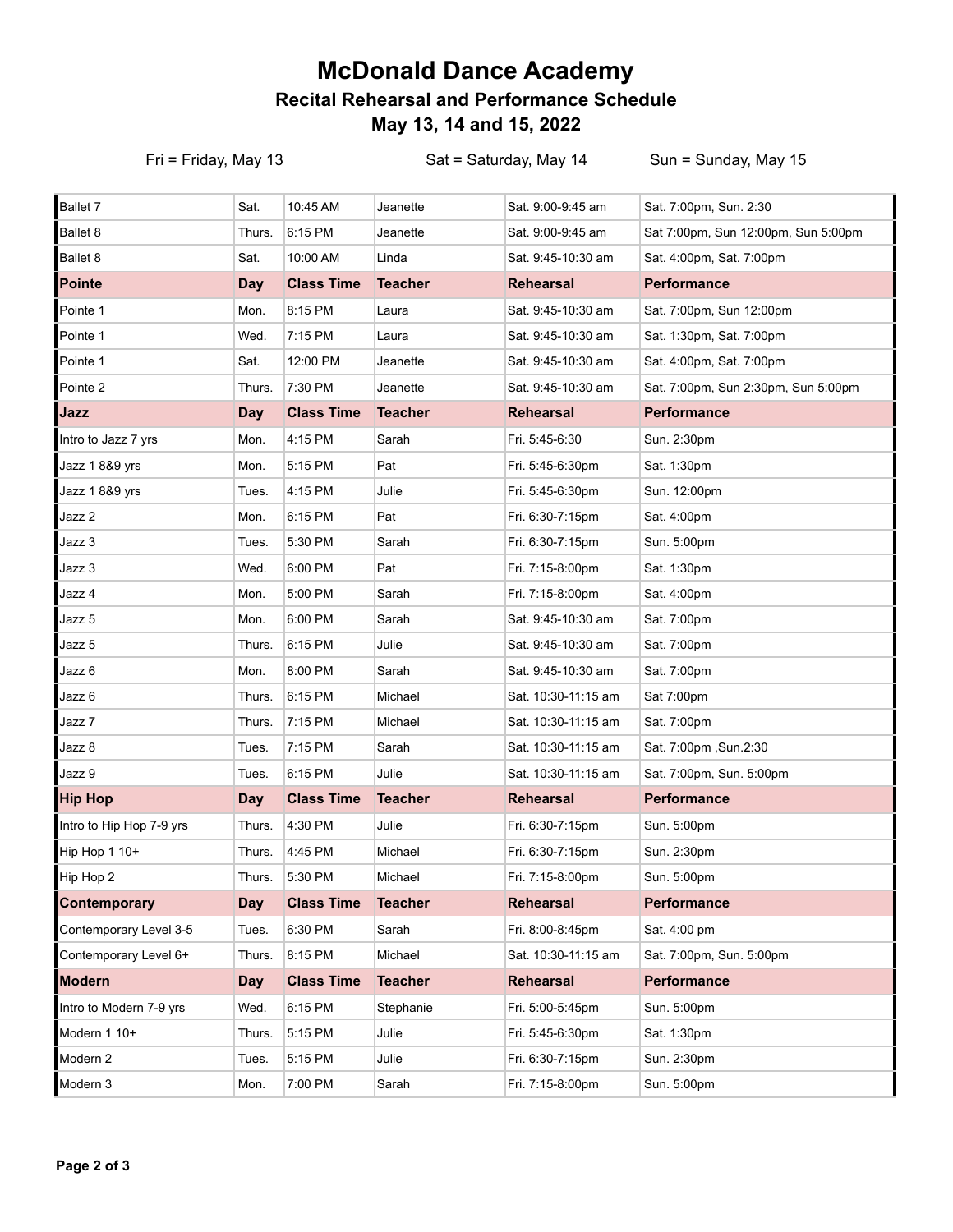# McDonald Dance Academy

## Recital Rehearsal and Performance Schedule

## May 13, 14 and 15, 2022

Fri = Friday, May 13 Sat = Saturday, May 14 Sun = Sunday, May 15

| Ballet 7 | Sat. | 10:45 AM | Jeanette | Sat. 9:00-9:45 am | Sat. 7:00pm, Sun. 2:30 |
|---|---|---|---|---|---|
| Ballet 8 | Thurs. | 6:15 PM | Jeanette | Sat. 9:00-9:45 am | Sat 7:00pm, Sun 12:00pm, Sun 5:00pm |
| Ballet 8 | Sat. | 10:00 AM | Linda | Sat. 9:45-10:30 am | Sat. 4:00pm, Sat. 7:00pm |
| **Pointe** | **Day** | **Class Time** | **Teacher** | **Rehearsal** | **Performance** |
| Pointe 1 | Mon. | 8:15 PM | Laura | Sat. 9:45-10:30 am | Sat. 7:00pm, Sun 12:00pm |
| Pointe 1 | Wed. | 7:15 PM | Laura | Sat. 9:45-10:30 am | Sat. 1:30pm, Sat. 7:00pm |
| Pointe 1 | Sat. | 12:00 PM | Jeanette | Sat. 9:45-10:30 am | Sat. 4:00pm, Sat. 7:00pm |
| Pointe 2 | Thurs. | 7:30 PM | Jeanette | Sat. 9:45-10:30 am | Sat. 7:00pm, Sun 2:30pm, Sun 5:00pm |
| **Jazz** | **Day** | **Class Time** | **Teacher** | **Rehearsal** | **Performance** |
| Intro to Jazz 7 yrs | Mon. | 4:15 PM | Sarah | Fri. 5:45-6:30 | Sun. 2:30pm |
| Jazz 1 8&9 yrs | Mon. | 5:15 PM | Pat | Fri. 5:45-6:30pm | Sat. 1:30pm |
| Jazz 1 8&9 yrs | Tues. | 4:15 PM | Julie | Fri. 5:45-6:30pm | Sun. 12:00pm |
| Jazz 2 | Mon. | 6:15 PM | Pat | Fri. 6:30-7:15pm | Sat. 4:00pm |
| Jazz 3 | Tues. | 5:30 PM | Sarah | Fri. 6:30-7:15pm | Sun. 5:00pm |
| Jazz 3 | Wed. | 6:00 PM | Pat | Fri. 7:15-8:00pm | Sat. 1:30pm |
| Jazz 4 | Mon. | 5:00 PM | Sarah | Fri. 7:15-8:00pm | Sat. 4:00pm |
| Jazz 5 | Mon. | 6:00 PM | Sarah | Sat. 9:45-10:30 am | Sat. 7:00pm |
| Jazz 5 | Thurs. | 6:15 PM | Julie | Sat. 9:45-10:30 am | Sat. 7:00pm |
| Jazz 6 | Mon. | 8:00 PM | Sarah | Sat. 9:45-10:30 am | Sat. 7:00pm |
| Jazz 6 | Thurs. | 6:15 PM | Michael | Sat. 10:30-11:15 am | Sat 7:00pm |
| Jazz 7 | Thurs. | 7:15 PM | Michael | Sat. 10:30-11:15 am | Sat. 7:00pm |
| Jazz 8 | Tues. | 7:15 PM | Sarah | Sat. 10:30-11:15 am | Sat. 7:00pm ,Sun.2:30 |
| Jazz 9 | Tues. | 6:15 PM | Julie | Sat. 10:30-11:15 am | Sat. 7:00pm, Sun. 5:00pm |
| **Hip Hop** | **Day** | **Class Time** | **Teacher** | **Rehearsal** | **Performance** |
| Intro to Hip Hop 7-9 yrs | Thurs. | 4:30 PM | Julie | Fri. 6:30-7:15pm | Sun. 5:00pm |
| Hip Hop 1 10+ | Thurs. | 4:45 PM | Michael | Fri. 6:30-7:15pm | Sun. 2:30pm |
| Hip Hop 2 | Thurs. | 5:30 PM | Michael | Fri. 7:15-8:00pm | Sun. 5:00pm |
| **Contemporary** | **Day** | **Class Time** | **Teacher** | **Rehearsal** | **Performance** |
| Contemporary Level 3-5 | Tues. | 6:30 PM | Sarah | Fri. 8:00-8:45pm | Sat. 4:00 pm |
| Contemporary Level 6+ | Thurs. | 8:15 PM | Michael | Sat. 10:30-11:15 am | Sat. 7:00pm, Sun. 5:00pm |
| **Modern** | **Day** | **Class Time** | **Teacher** | **Rehearsal** | **Performance** |
| Intro to Modern 7-9 yrs | Wed. | 6:15 PM | Stephanie | Fri. 5:00-5:45pm | Sun. 5:00pm |
| Modern 1 10+ | Thurs. | 5:15 PM | Julie | Fri. 5:45-6:30pm | Sat. 1:30pm |
| Modern 2 | Tues. | 5:15 PM | Julie | Fri. 6:30-7:15pm | Sun. 2:30pm |
| Modern 3 | Mon. | 7:00 PM | Sarah | Fri. 7:15-8:00pm | Sun. 5:00pm |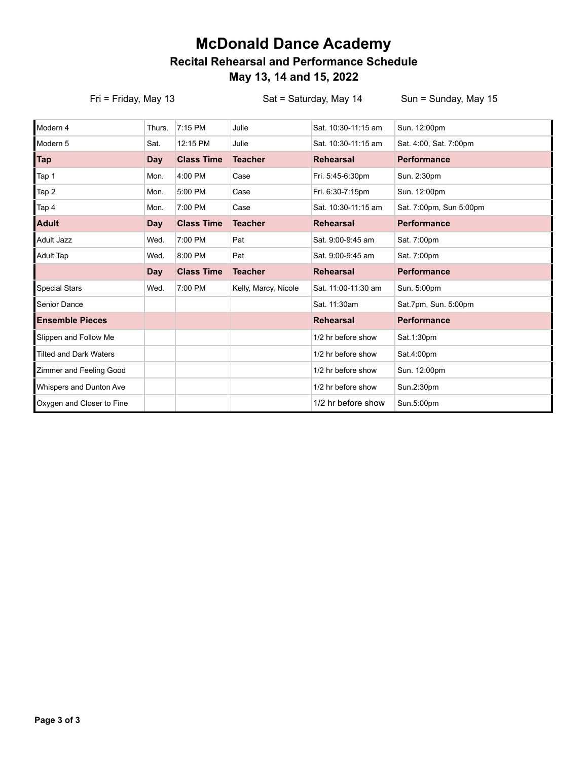# McDonald Dance Academy

## Recital Rehearsal and Performance Schedule

## May 13, 14 and 15, 2022

Fri = Friday, May 13 Sat = Saturday, May 14 Sun = Sunday, May 15

| | | | | | |
|---|---|---|---|---|---|
| Modern 4 | Thurs. | 7:15 PM | Julie | Sat. 10:30-11:15 am | Sun. 12:00pm |
| Modern 5 | Sat. | 12:15 PM | Julie | Sat. 10:30-11:15 am | Sat. 4:00, Sat. 7:00pm |
| **Tap** | **Day** | **Class Time** | **Teacher** | **Rehearsal** | **Performance** |
| Tap 1 | Mon. | 4:00 PM | Case | Fri. 5:45-6:30pm | Sun. 2:30pm |
| Tap 2 | Mon. | 5:00 PM | Case | Fri. 6:30-7:15pm | Sun. 12:00pm |
| Tap 4 | Mon. | 7:00 PM | Case | Sat. 10:30-11:15 am | Sat. 7:00pm, Sun 5:00pm |
| **Adult** | **Day** | **Class Time** | **Teacher** | **Rehearsal** | **Performance** |
| Adult Jazz | Wed. | 7:00 PM | Pat | Sat. 9:00-9:45 am | Sat. 7:00pm |
| Adult Tap | Wed. | 8:00 PM | Pat | Sat. 9:00-9:45 am | Sat. 7:00pm |
| | **Day** | **Class Time** | **Teacher** | **Rehearsal** | **Performance** |
| Special Stars | Wed. | 7:00 PM | Kelly, Marcy, Nicole | Sat. 11:00-11:30 am | Sun. 5:00pm |
| Senior Dance | | | | Sat. 11:30am | Sat.7pm, Sun. 5:00pm |
| **Ensemble Pieces** | | | | **Rehearsal** | **Performance** |
| Slippen and Follow Me | | | | 1/2 hr before show | Sat.1:30pm |
| Tilted and Dark Waters | | | | 1/2 hr before show | Sat.4:00pm |
| Zimmer and Feeling Good | | | | 1/2 hr before show | Sun. 12:00pm |
| Whispers and Dunton Ave | | | | 1/2 hr before show | Sun.2:30pm |
| Oxygen and Closer to Fine | | | | 1/2 hr before show | Sun.5:00pm |